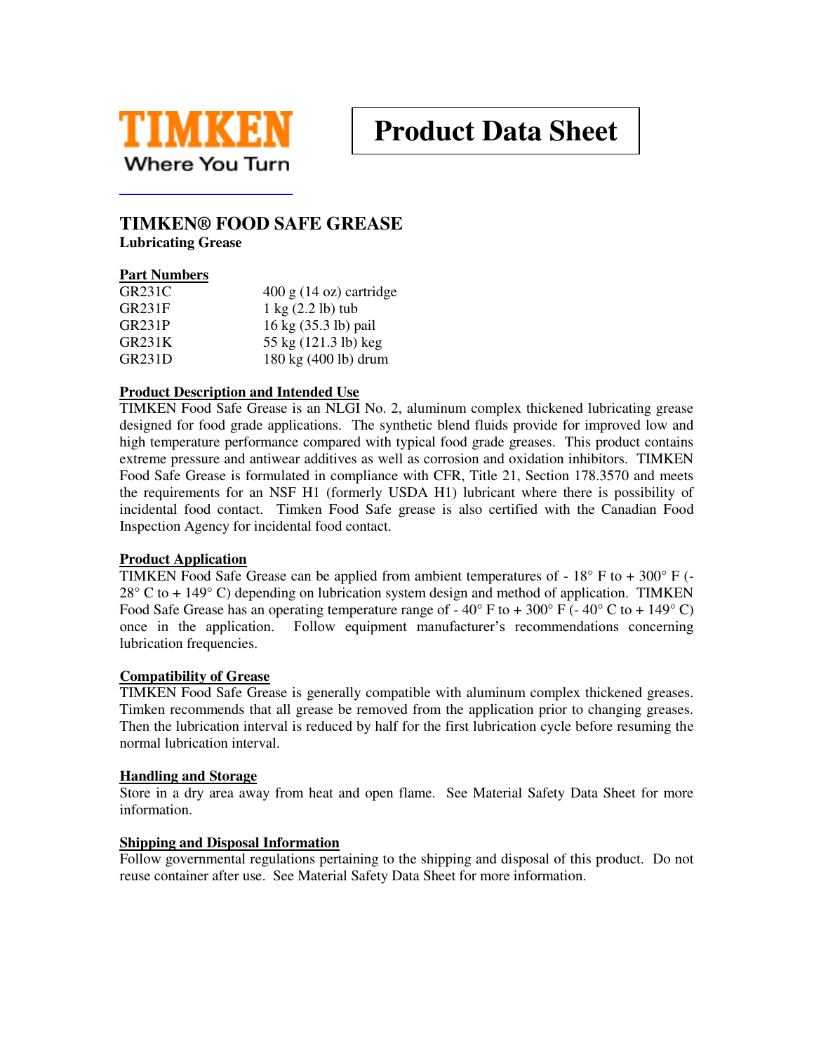TIMKEN
Where You Turn

# Product Data Sheet

## TIMKEN® FOOD SAFE GREASE

**Lubricating Grease**

### Part Numbers

| | |
|---|---|
| GR231C | 400 g (14 oz) cartridge |
| GR231F | 1 kg (2.2 lb) tub |
| GR231P | 16 kg (35.3 lb) pail |
| GR231K | 55 kg (121.3 lb) keg |
| GR231D | 180 kg (400 lb) drum |

### Product Description and Intended Use

TIMKEN Food Safe Grease is an NLGI No. 2, aluminum complex thickened lubricating grease designed for food grade applications. The synthetic blend fluids provide for improved low and high temperature performance compared with typical food grade greases. This product contains extreme pressure and antiwear additives as well as corrosion and oxidation inhibitors. TIMKEN Food Safe Grease is formulated in compliance with CFR, Title 21, Section 178.3570 and meets the requirements for an NSF H1 (formerly USDA H1) lubricant where there is possibility of incidental food contact. Timken Food Safe grease is also certified with the Canadian Food Inspection Agency for incidental food contact.

### Product Application

TIMKEN Food Safe Grease can be applied from ambient temperatures of - 18° F to + 300° F (-28° C to + 149° C) depending on lubrication system design and method of application. TIMKEN Food Safe Grease has an operating temperature range of - 40° F to + 300° F (- 40° C to + 149° C) once in the application. Follow equipment manufacturer's recommendations concerning lubrication frequencies.

### Compatibility of Grease

TIMKEN Food Safe Grease is generally compatible with aluminum complex thickened greases. Timken recommends that all grease be removed from the application prior to changing greases. Then the lubrication interval is reduced by half for the first lubrication cycle before resuming the normal lubrication interval.

### Handling and Storage

Store in a dry area away from heat and open flame. See Material Safety Data Sheet for more information.

### Shipping and Disposal Information

Follow governmental regulations pertaining to the shipping and disposal of this product. Do not reuse container after use. See Material Safety Data Sheet for more information.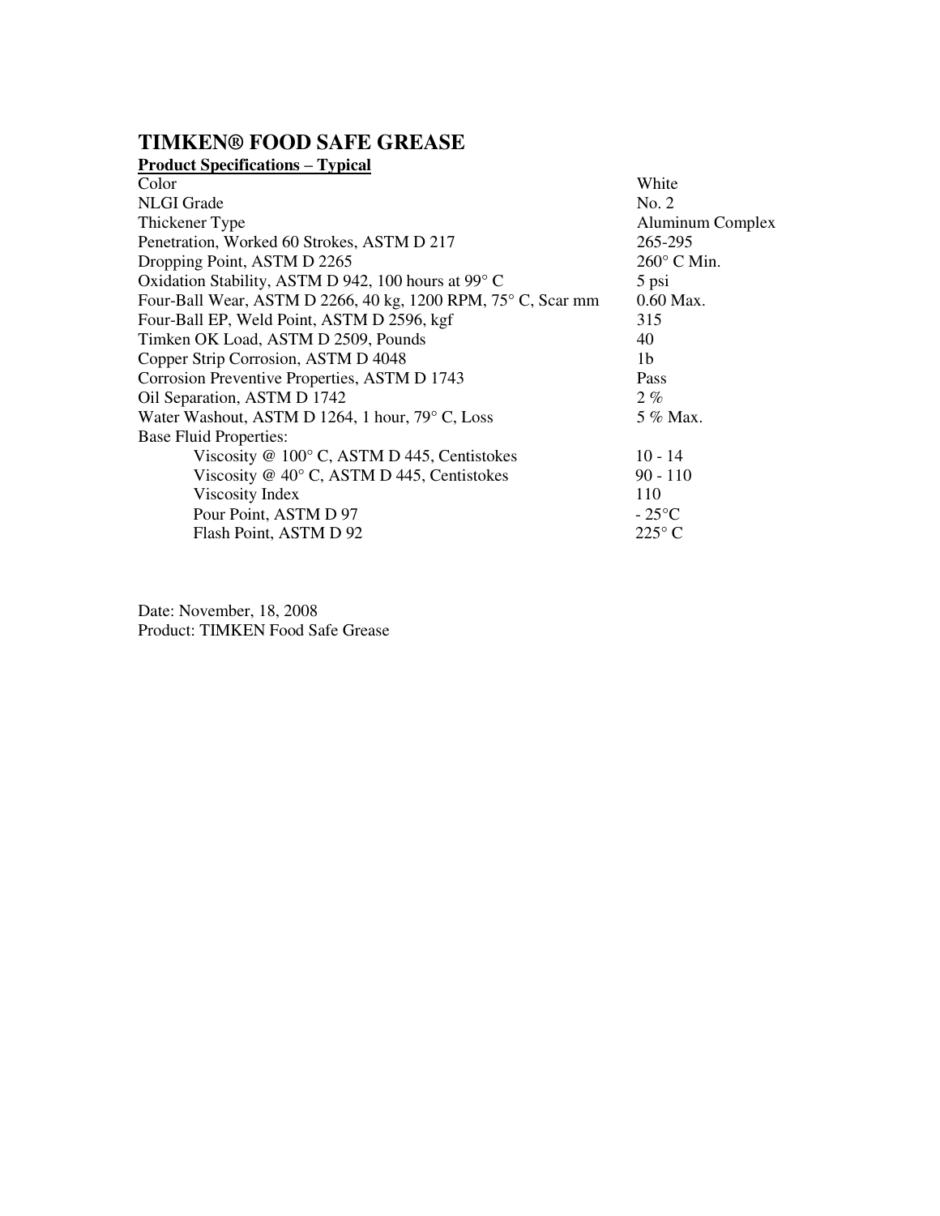# TIMKEN® FOOD SAFE GREASE

**<u>Product Specifications – Typical</u>**

| | |
|---|---|
| Color | White |
| NLGI Grade | No. 2 |
| Thickener Type | Aluminum Complex |
| Penetration, Worked 60 Strokes, ASTM D 217 | 265-295 |
| Dropping Point, ASTM D 2265 | 260° C Min. |
| Oxidation Stability, ASTM D 942, 100 hours at 99° C | 5 psi |
| Four-Ball Wear, ASTM D 2266, 40 kg, 1200 RPM, 75° C, Scar mm | 0.60 Max. |
| Four-Ball EP, Weld Point, ASTM D 2596, kgf | 315 |
| Timken OK Load, ASTM D 2509, Pounds | 40 |
| Copper Strip Corrosion, ASTM D 4048 | 1b |
| Corrosion Preventive Properties, ASTM D 1743 | Pass |
| Oil Separation, ASTM D 1742 | 2 % |
| Water Washout, ASTM D 1264, 1 hour, 79° C, Loss | 5 % Max. |
| Base Fluid Properties: | |
| Viscosity @ 100° C, ASTM D 445, Centistokes | 10 - 14 |
| Viscosity @ 40° C, ASTM D 445, Centistokes | 90 - 110 |
| Viscosity Index | 110 |
| Pour Point, ASTM D 97 | - 25°C |
| Flash Point, ASTM D 92 | 225° C |

Date: November, 18, 2008
Product: TIMKEN Food Safe Grease